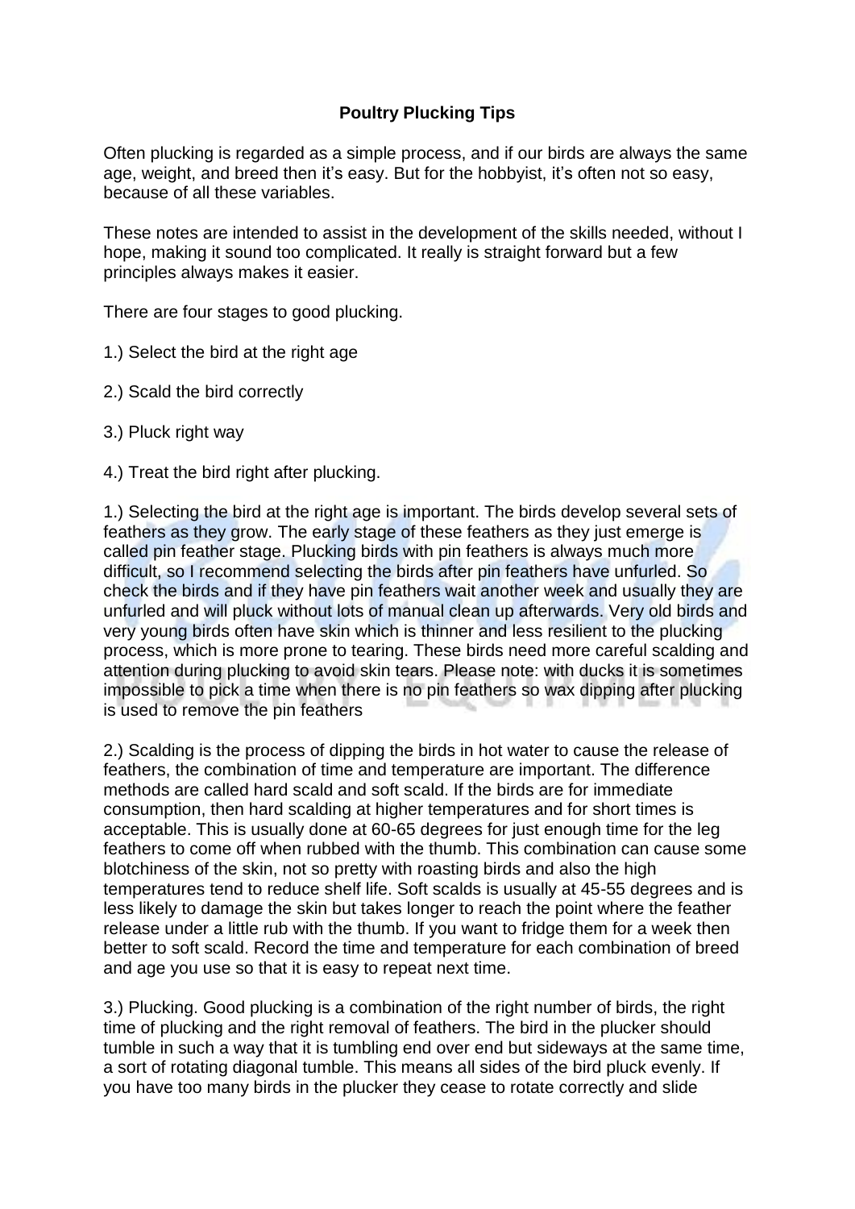# Poultry Plucking Tips

Often plucking is regarded as a simple process, and if our birds are always the same age, weight, and breed then it's easy. But for the hobbyist, it's often not so easy, because of all these variables.

These notes are intended to assist in the development of the skills needed, without I hope, making it sound too complicated. It really is straight forward but a few principles always makes it easier.

There are four stages to good plucking.

1.) Select the bird at the right age

2.) Scald the bird correctly

3.) Pluck right way

4.) Treat the bird right after plucking.

1.) Selecting the bird at the right age is important. The birds develop several sets of feathers as they grow. The early stage of these feathers as they just emerge is called pin feather stage. Plucking birds with pin feathers is always much more difficult, so I recommend selecting the birds after pin feathers have unfurled. So check the birds and if they have pin feathers wait another week and usually they are unfurled and will pluck without lots of manual clean up afterwards. Very old birds and very young birds often have skin which is thinner and less resilient to the plucking process, which is more prone to tearing. These birds need more careful scalding and attention during plucking to avoid skin tears. Please note: with ducks it is sometimes impossible to pick a time when there is no pin feathers so wax dipping after plucking is used to remove the pin feathers

2.) Scalding is the process of dipping the birds in hot water to cause the release of feathers, the combination of time and temperature are important. The difference methods are called hard scald and soft scald. If the birds are for immediate consumption, then hard scalding at higher temperatures and for short times is acceptable. This is usually done at 60-65 degrees for just enough time for the leg feathers to come off when rubbed with the thumb. This combination can cause some blotchiness of the skin, not so pretty with roasting birds and also the high temperatures tend to reduce shelf life. Soft scalds is usually at 45-55 degrees and is less likely to damage the skin but takes longer to reach the point where the feather release under a little rub with the thumb. If you want to fridge them for a week then better to soft scald. Record the time and temperature for each combination of breed and age you use so that it is easy to repeat next time.

3.) Plucking. Good plucking is a combination of the right number of birds, the right time of plucking and the right removal of feathers. The bird in the plucker should tumble in such a way that it is tumbling end over end but sideways at the same time, a sort of rotating diagonal tumble. This means all sides of the bird pluck evenly. If you have too many birds in the plucker they cease to rotate correctly and slide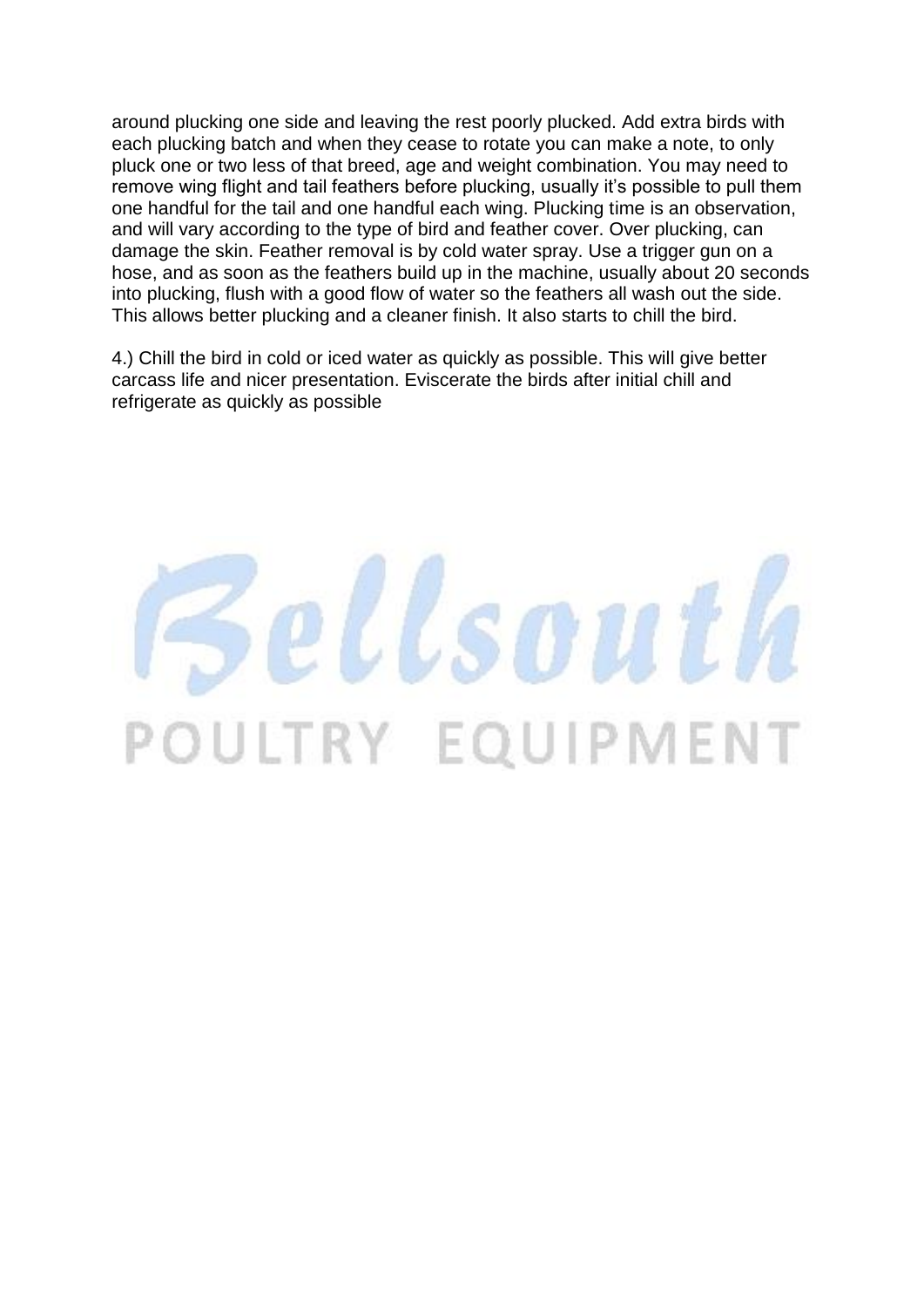around plucking one side and leaving the rest poorly plucked. Add extra birds with each plucking batch and when they cease to rotate you can make a note, to only pluck one or two less of that breed, age and weight combination. You may need to remove wing flight and tail feathers before plucking, usually it's possible to pull them one handful for the tail and one handful each wing. Plucking time is an observation, and will vary according to the type of bird and feather cover. Over plucking, can damage the skin. Feather removal is by cold water spray. Use a trigger gun on a hose, and as soon as the feathers build up in the machine, usually about 20 seconds into plucking, flush with a good flow of water so the feathers all wash out the side. This allows better plucking and a cleaner finish. It also starts to chill the bird.

4.) Chill the bird in cold or iced water as quickly as possible. This will give better carcass life and nicer presentation. Eviscerate the birds after initial chill and refrigerate as quickly as possible